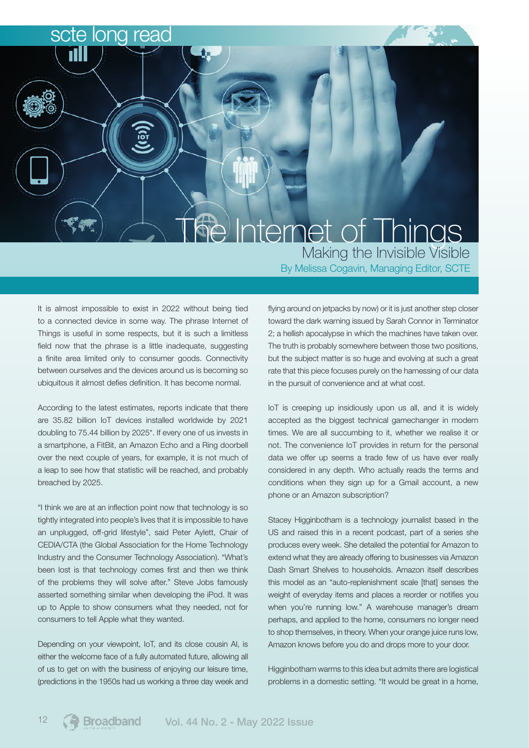# The Internet of Things

## Making the Invisible Visible

By Melissa Cogavin, Managing Editor, SCTE

It is almost impossible to exist in 2022 without being tied to a connected device in some way. The phrase Internet of Things is useful in some respects, but it is such a limitless field now that the phrase is a little inadequate, suggesting a finite area limited only to consumer goods. Connectivity between ourselves and the devices around us is becoming so ubiquitous it almost defies definition. It has become normal.

According to the latest estimates, reports indicate that there are 35.82 billion IoT devices installed worldwide by 2021 doubling to 75.44 billion by 2025*. If every one of us invests in a smartphone, a FitBit, an Amazon Echo and a Ring doorbell over the next couple of years, for example, it is not much of a leap to see how that statistic will be reached, and probably breached by 2025.

"I think we are at an inflection point now that technology is so tightly integrated into people's lives that it is impossible to have an unplugged, off-grid lifestyle", said Peter Aylett, Chair of CEDIA/CTA (the Global Association for the Home Technology Industry and the Consumer Technology Association). "What's been lost is that technology comes first and then we think of the problems they will solve after." Steve Jobs famously asserted something similar when developing the iPod. It was up to Apple to show consumers what they needed, not for consumers to tell Apple what they wanted.

Depending on your viewpoint, IoT, and its close cousin AI, is either the welcome face of a fully automated future, allowing all of us to get on with the business of enjoying our leisure time, (predictions in the 1950s had us working a three day week and flying around on jetpacks by now) or it is just another step closer toward the dark warning issued by Sarah Connor in Terminator 2; a hellish apocalypse in which the machines have taken over. The truth is probably somewhere between those two positions, but the subject matter is so huge and evolving at such a great rate that this piece focuses purely on the harnessing of our data in the pursuit of convenience and at what cost.

IoT is creeping up insidiously upon us all, and it is widely accepted as the biggest technical gamechanger in modern times. We are all succumbing to it, whether we realise it or not. The convenience IoT provides in return for the personal data we offer up seems a trade few of us have ever really considered in any depth. Who actually reads the terms and conditions when they sign up for a Gmail account, a new phone or an Amazon subscription?

Stacey Higginbotham is a technology journalist based in the US and raised this in a recent podcast, part of a series she produces every week. She detailed the potential for Amazon to extend what they are already offering to businesses via Amazon Dash Smart Shelves to households. Amazon itself describes this model as an "auto-replenishment scale [that] senses the weight of everyday items and places a reorder or notifies you when you're running low." A warehouse manager's dream perhaps, and applied to the home, consumers no longer need to shop themselves, in theory. When your orange juice runs low, Amazon knows before you do and drops more to your door.

Higginbotham warms to this idea but admits there are logistical problems in a domestic setting. "It would be great in a home,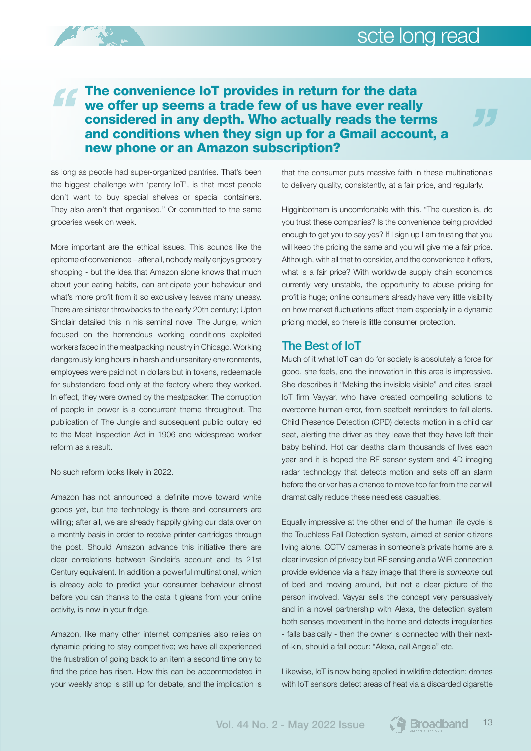> **The convenience IoT provides in return for the data we offer up seems a trade few of us have ever really considered in any depth. Who actually reads the terms and conditions when they sign up for a Gmail account, a new phone or an Amazon subscription?**

as long as people had super-organized pantries. That's been the biggest challenge with 'pantry IoT', is that most people don't want to buy special shelves or special containers. They also aren't that organised." Or committed to the same groceries week on week.

More important are the ethical issues. This sounds like the epitome of convenience – after all, nobody really enjoys grocery shopping - but the idea that Amazon alone knows that much about your eating habits, can anticipate your behaviour and what's more profit from it so exclusively leaves many uneasy. There are sinister throwbacks to the early 20th century; Upton Sinclair detailed this in his seminal novel The Jungle, which focused on the horrendous working conditions exploited workers faced in the meatpacking industry in Chicago. Working dangerously long hours in harsh and unsanitary environments, employees were paid not in dollars but in tokens, redeemable for substandard food only at the factory where they worked. In effect, they were owned by the meatpacker. The corruption of people in power is a concurrent theme throughout. The publication of The Jungle and subsequent public outcry led to the Meat Inspection Act in 1906 and widespread worker reform as a result.

No such reform looks likely in 2022.

Amazon has not announced a definite move toward white goods yet, but the technology is there and consumers are willing; after all, we are already happily giving our data over on a monthly basis in order to receive printer cartridges through the post. Should Amazon advance this initiative there are clear correlations between Sinclair's account and its 21st Century equivalent. In addition a powerful multinational, which is already able to predict your consumer behaviour almost before you can thanks to the data it gleans from your online activity, is now in your fridge.

Amazon, like many other internet companies also relies on dynamic pricing to stay competitive; we have all experienced the frustration of going back to an item a second time only to find the price has risen. How this can be accommodated in your weekly shop is still up for debate, and the implication is that the consumer puts massive faith in these multinationals to delivery quality, consistently, at a fair price, and regularly.

Higginbotham is uncomfortable with this. "The question is, do you trust these companies? Is the convenience being provided enough to get you to say yes? If I sign up I am trusting that you will keep the pricing the same and you will give me a fair price. Although, with all that to consider, and the convenience it offers, what is a fair price? With worldwide supply chain economics currently very unstable, the opportunity to abuse pricing for profit is huge; online consumers already have very little visibility on how market fluctuations affect them especially in a dynamic pricing model, so there is little consumer protection.

## The Best of IoT

Much of it what IoT can do for society is absolutely a force for good, she feels, and the innovation in this area is impressive. She describes it "Making the invisible visible" and cites Israeli IoT firm Vayyar, who have created compelling solutions to overcome human error, from seatbelt reminders to fall alerts. Child Presence Detection (CPD) detects motion in a child car seat, alerting the driver as they leave that they have left their baby behind. Hot car deaths claim thousands of lives each year and it is hoped the RF sensor system and 4D imaging radar technology that detects motion and sets off an alarm before the driver has a chance to move too far from the car will dramatically reduce these needless casualties.

Equally impressive at the other end of the human life cycle is the Touchless Fall Detection system, aimed at senior citizens living alone. CCTV cameras in someone's private home are a clear invasion of privacy but RF sensing and a WiFi connection provide evidence via a hazy image that there is *someone* out of bed and moving around, but not a clear picture of the person involved. Vayyar sells the concept very persuasively and in a novel partnership with Alexa, the detection system both senses movement in the home and detects irregularities - falls basically - then the owner is connected with their next-of-kin, should a fall occur: "Alexa, call Angela" etc.

Likewise, IoT is now being applied in wildfire detection; drones with IoT sensors detect areas of heat via a discarded cigarette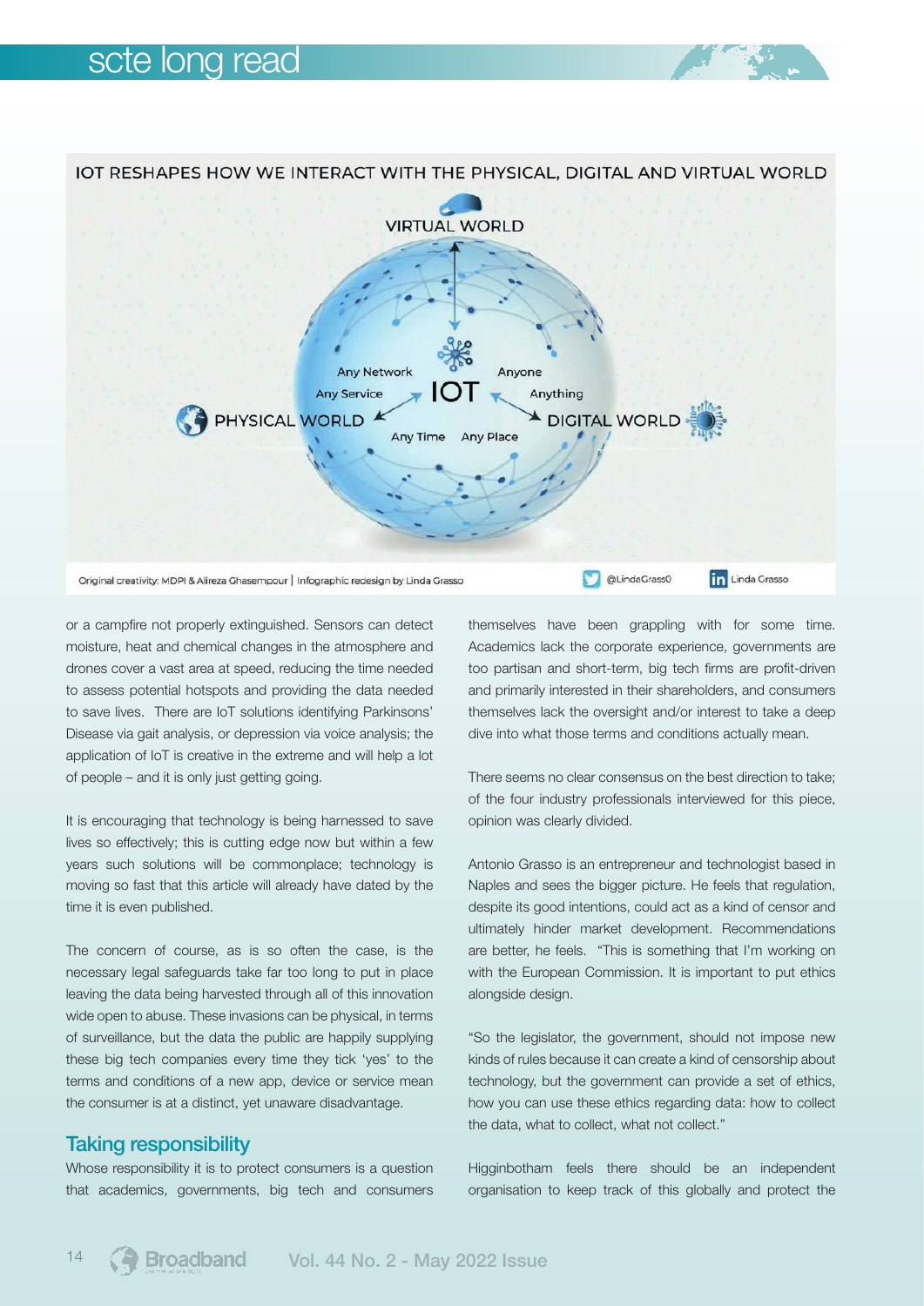IOT RESHAPES HOW WE INTERACT WITH THE PHYSICAL, DIGITAL AND VIRTUAL WORLD

VIRTUAL WORLD

Any Network

Any Service

IOT

Anyone

Anything

PHYSICAL WORLD

DIGITAL WORLD

Any Time

Any Place

Original creativity: MDPI & Alireza Ghasempour | Infographic redesign by Linda Grasso

@LindaGrass0

Linda Grasso

or a campfire not properly extinguished. Sensors can detect moisture, heat and chemical changes in the atmosphere and drones cover a vast area at speed, reducing the time needed to assess potential hotspots and providing the data needed to save lives. There are IoT solutions identifying Parkinsons' Disease via gait analysis, or depression via voice analysis; the application of IoT is creative in the extreme and will help a lot of people – and it is only just getting going.

It is encouraging that technology is being harnessed to save lives so effectively; this is cutting edge now but within a few years such solutions will be commonplace; technology is moving so fast that this article will already have dated by the time it is even published.

The concern of course, as is so often the case, is the necessary legal safeguards take far too long to put in place leaving the data being harvested through all of this innovation wide open to abuse. These invasions can be physical, in terms of surveillance, but the data the public are happily supplying these big tech companies every time they tick 'yes' to the terms and conditions of a new app, device or service mean the consumer is at a distinct, yet unaware disadvantage.

## Taking responsibility

Whose responsibility it is to protect consumers is a question that academics, governments, big tech and consumers themselves have been grappling with for some time. Academics lack the corporate experience, governments are too partisan and short-term, big tech firms are profit-driven and primarily interested in their shareholders, and consumers themselves lack the oversight and/or interest to take a deep dive into what those terms and conditions actually mean.

There seems no clear consensus on the best direction to take; of the four industry professionals interviewed for this piece, opinion was clearly divided.

Antonio Grasso is an entrepreneur and technologist based in Naples and sees the bigger picture. He feels that regulation, despite its good intentions, could act as a kind of censor and ultimately hinder market development. Recommendations are better, he feels. "This is something that I'm working on with the European Commission. It is important to put ethics alongside design.

"So the legislator, the government, should not impose new kinds of rules because it can create a kind of censorship about technology, but the government can provide a set of ethics, how you can use these ethics regarding data: how to collect the data, what to collect, what not collect."

Higginbotham feels there should be an independent organisation to keep track of this globally and protect the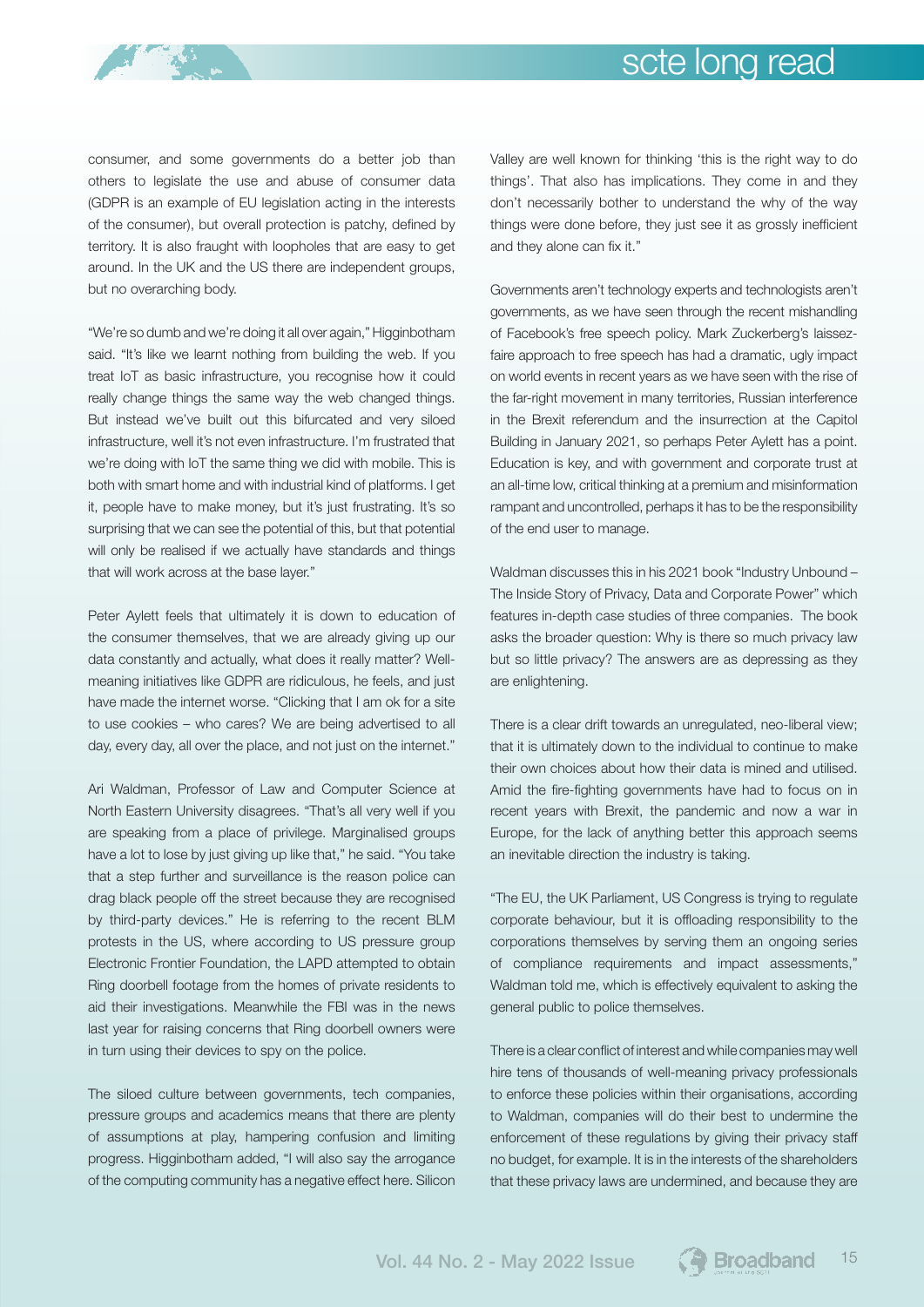consumer, and some governments do a better job than others to legislate the use and abuse of consumer data (GDPR is an example of EU legislation acting in the interests of the consumer), but overall protection is patchy, defined by territory. It is also fraught with loopholes that are easy to get around. In the UK and the US there are independent groups, but no overarching body.

"We're so dumb and we're doing it all over again," Higginbotham said. "It's like we learnt nothing from building the web. If you treat IoT as basic infrastructure, you recognise how it could really change things the same way the web changed things. But instead we've built out this bifurcated and very siloed infrastructure, well it's not even infrastructure. I'm frustrated that we're doing with IoT the same thing we did with mobile. This is both with smart home and with industrial kind of platforms. I get it, people have to make money, but it's just frustrating. It's so surprising that we can see the potential of this, but that potential will only be realised if we actually have standards and things that will work across at the base layer."

Peter Aylett feels that ultimately it is down to education of the consumer themselves, that we are already giving up our data constantly and actually, what does it really matter? Well-meaning initiatives like GDPR are ridiculous, he feels, and just have made the internet worse. "Clicking that I am ok for a site to use cookies – who cares? We are being advertised to all day, every day, all over the place, and not just on the internet."

Ari Waldman, Professor of Law and Computer Science at North Eastern University disagrees. "That's all very well if you are speaking from a place of privilege. Marginalised groups have a lot to lose by just giving up like that," he said. "You take that a step further and surveillance is the reason police can drag black people off the street because they are recognised by third-party devices." He is referring to the recent BLM protests in the US, where according to US pressure group Electronic Frontier Foundation, the LAPD attempted to obtain Ring doorbell footage from the homes of private residents to aid their investigations. Meanwhile the FBI was in the news last year for raising concerns that Ring doorbell owners were in turn using their devices to spy on the police.

The siloed culture between governments, tech companies, pressure groups and academics means that there are plenty of assumptions at play, hampering confusion and limiting progress. Higginbotham added, "I will also say the arrogance of the computing community has a negative effect here. Silicon Valley are well known for thinking 'this is the right way to do things'. That also has implications. They come in and they don't necessarily bother to understand the why of the way things were done before, they just see it as grossly inefficient and they alone can fix it."

Governments aren't technology experts and technologists aren't governments, as we have seen through the recent mishandling of Facebook's free speech policy. Mark Zuckerberg's laissez-faire approach to free speech has had a dramatic, ugly impact on world events in recent years as we have seen with the rise of the far-right movement in many territories, Russian interference in the Brexit referendum and the insurrection at the Capitol Building in January 2021, so perhaps Peter Aylett has a point. Education is key, and with government and corporate trust at an all-time low, critical thinking at a premium and misinformation rampant and uncontrolled, perhaps it has to be the responsibility of the end user to manage.

Waldman discusses this in his 2021 book "Industry Unbound – The Inside Story of Privacy, Data and Corporate Power" which features in-depth case studies of three companies. The book asks the broader question: Why is there so much privacy law but so little privacy? The answers are as depressing as they are enlightening.

There is a clear drift towards an unregulated, neo-liberal view; that it is ultimately down to the individual to continue to make their own choices about how their data is mined and utilised. Amid the fire-fighting governments have had to focus on in recent years with Brexit, the pandemic and now a war in Europe, for the lack of anything better this approach seems an inevitable direction the industry is taking.

"The EU, the UK Parliament, US Congress is trying to regulate corporate behaviour, but it is offloading responsibility to the corporations themselves by serving them an ongoing series of compliance requirements and impact assessments," Waldman told me, which is effectively equivalent to asking the general public to police themselves.

There is a clear conflict of interest and while companies may well hire tens of thousands of well-meaning privacy professionals to enforce these policies within their organisations, according to Waldman, companies will do their best to undermine the enforcement of these regulations by giving their privacy staff no budget, for example. It is in the interests of the shareholders that these privacy laws are undermined, and because they are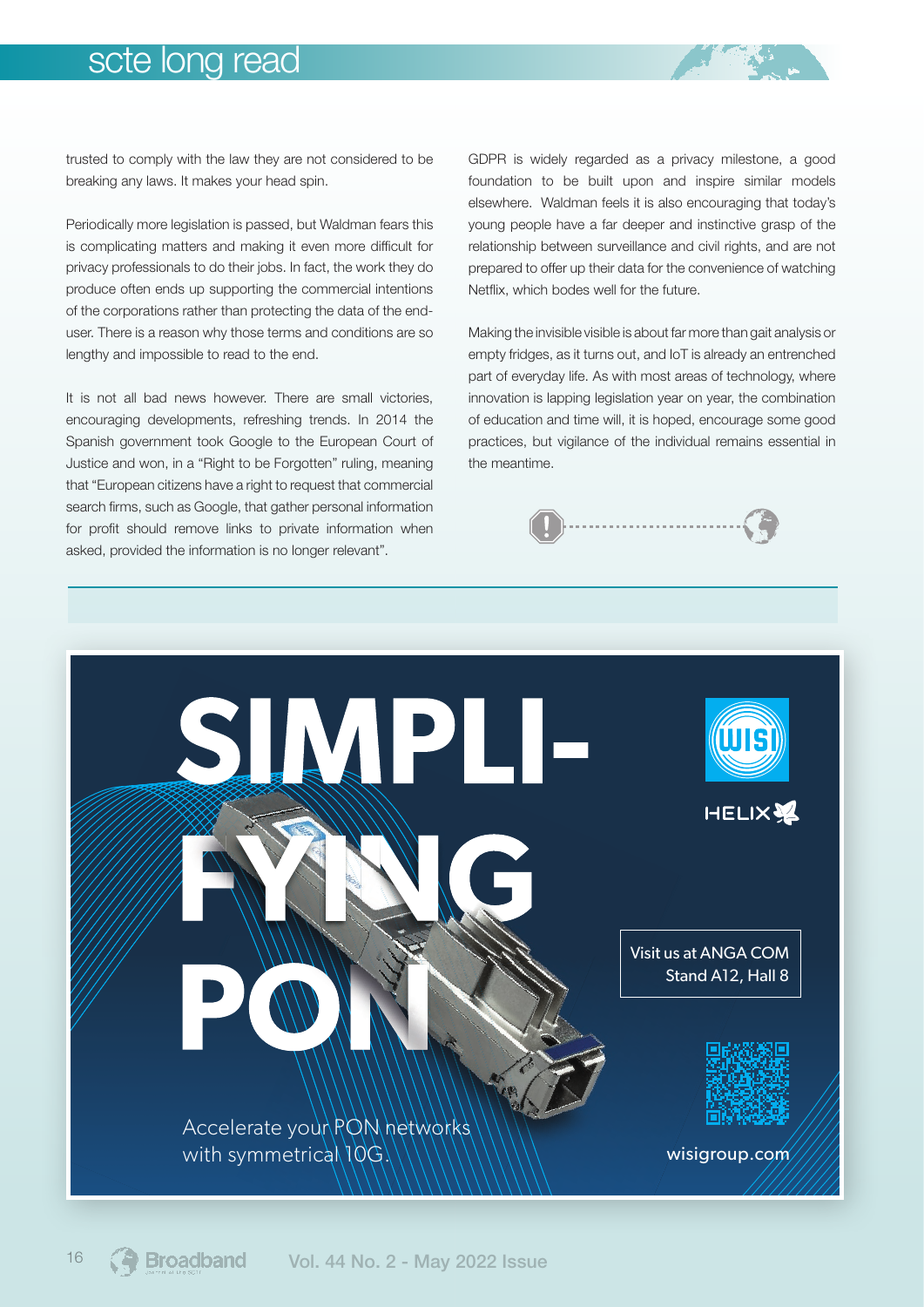trusted to comply with the law they are not considered to be breaking any laws. It makes your head spin.

Periodically more legislation is passed, but Waldman fears this is complicating matters and making it even more difficult for privacy professionals to do their jobs. In fact, the work they do produce often ends up supporting the commercial intentions of the corporations rather than protecting the data of the end-user. There is a reason why those terms and conditions are so lengthy and impossible to read to the end.

It is not all bad news however. There are small victories, encouraging developments, refreshing trends. In 2014 the Spanish government took Google to the European Court of Justice and won, in a "Right to be Forgotten" ruling, meaning that "European citizens have a right to request that commercial search firms, such as Google, that gather personal information for profit should remove links to private information when asked, provided the information is no longer relevant".

GDPR is widely regarded as a privacy milestone, a good foundation to be built upon and inspire similar models elsewhere. Waldman feels it is also encouraging that today's young people have a far deeper and instinctive grasp of the relationship between surveillance and civil rights, and are not prepared to offer up their data for the convenience of watching Netflix, which bodes well for the future.

Making the invisible visible is about far more than gait analysis or empty fridges, as it turns out, and IoT is already an entrenched part of everyday life. As with most areas of technology, where innovation is lapping legislation year on year, the combination of education and time will, it is hoped, encourage some good practices, but vigilance of the individual remains essential in the meantime.

SIMPLI-FYING PON

Accelerate your PON networks with symmetrical 10G.

WISI

HELIX

Visit us at ANGA COM
Stand A12, Hall 8

wisigroup.com